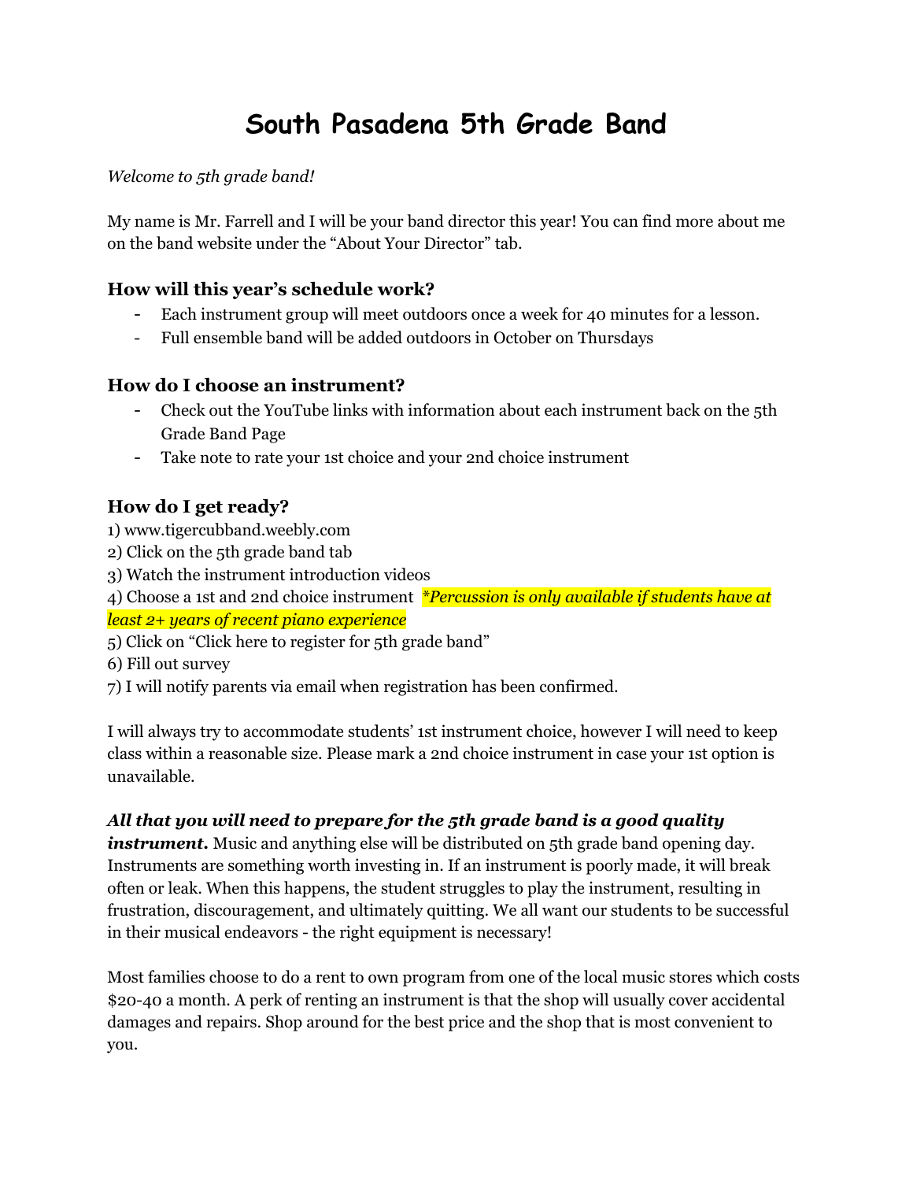# South Pasadena 5th Grade Band

*Welcome to 5th grade band!*

My name is Mr. Farrell and I will be your band director this year! You can find more about me on the band website under the "About Your Director" tab.

### How will this year's schedule work?

- Each instrument group will meet outdoors once a week for 40 minutes for a lesson.
- Full ensemble band will be added outdoors in October on Thursdays

### How do I choose an instrument?

- Check out the YouTube links with information about each instrument back on the 5th Grade Band Page
- Take note to rate your 1st choice and your 2nd choice instrument

### How do I get ready?

1) www.tigercubband.weebly.com
2) Click on the 5th grade band tab
3) Watch the instrument introduction videos
4) Choose a 1st and 2nd choice instrument *\*Percussion is only available if students have at least 2+ years of recent piano experience*
5) Click on "Click here to register for 5th grade band"
6) Fill out survey
7) I will notify parents via email when registration has been confirmed.

I will always try to accommodate students' 1st instrument choice, however I will need to keep class within a reasonable size. Please mark a 2nd choice instrument in case your 1st option is unavailable.

***All that you will need to prepare for the 5th grade band is a good quality instrument.*** Music and anything else will be distributed on 5th grade band opening day. Instruments are something worth investing in. If an instrument is poorly made, it will break often or leak. When this happens, the student struggles to play the instrument, resulting in frustration, discouragement, and ultimately quitting. We all want our students to be successful in their musical endeavors - the right equipment is necessary!

Most families choose to do a rent to own program from one of the local music stores which costs $20-40 a month. A perk of renting an instrument is that the shop will usually cover accidental damages and repairs. Shop around for the best price and the shop that is most convenient to you.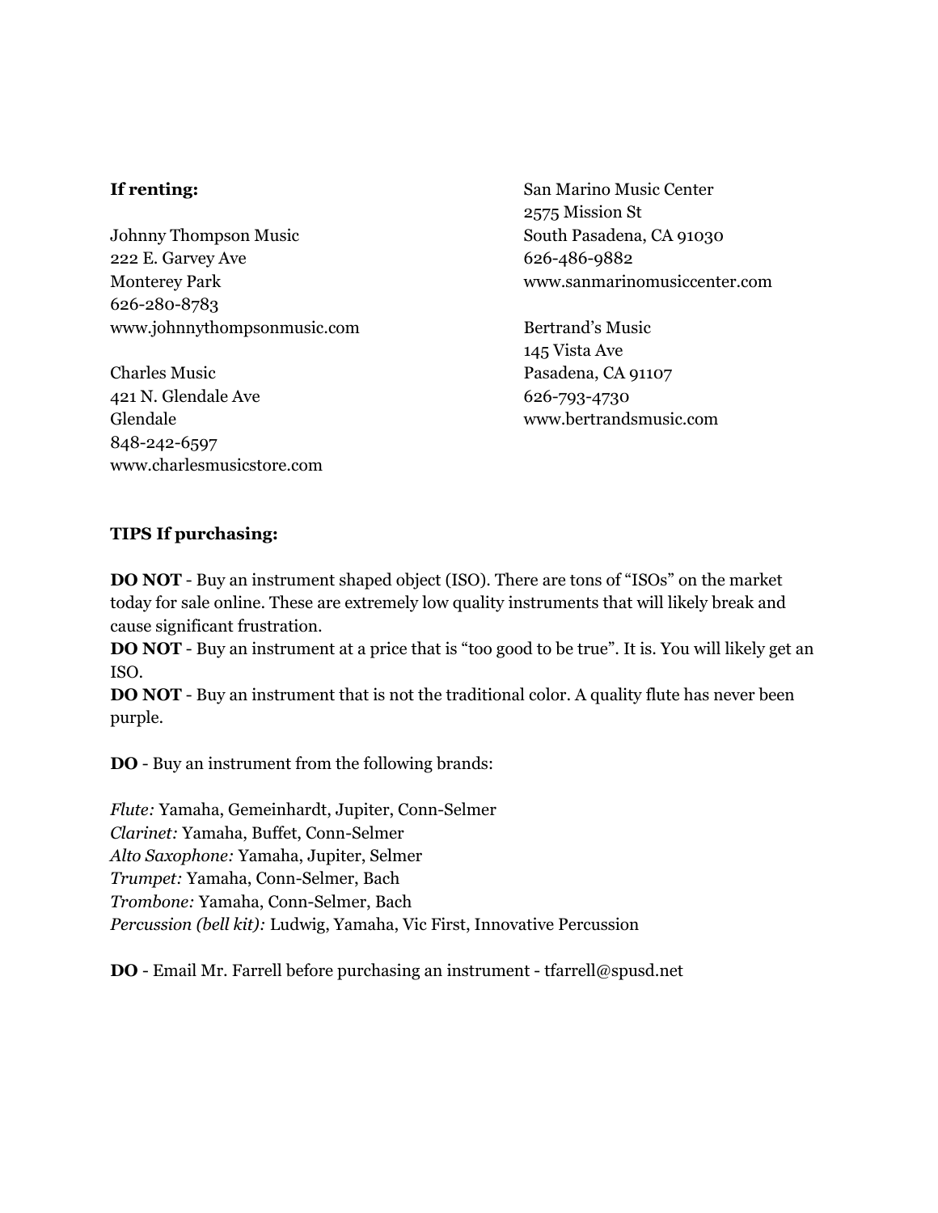**If renting:**

Johnny Thompson Music
222 E. Garvey Ave
Monterey Park
626-280-8783
www.johnnythompsonmusic.com

Charles Music
421 N. Glendale Ave
Glendale
848-242-6597
www.charlesmusicstore.com

San Marino Music Center
2575 Mission St
South Pasadena, CA 91030
626-486-9882
www.sanmarinomusiccenter.com

Bertrand's Music
145 Vista Ave
Pasadena, CA 91107
626-793-4730
www.bertrandsmusic.com

**TIPS If purchasing:**

**DO NOT** - Buy an instrument shaped object (ISO). There are tons of "ISOs" on the market today for sale online. These are extremely low quality instruments that will likely break and cause significant frustration.
**DO NOT** - Buy an instrument at a price that is "too good to be true". It is. You will likely get an ISO.
**DO NOT** - Buy an instrument that is not the traditional color. A quality flute has never been purple.

**DO** - Buy an instrument from the following brands:

*Flute:* Yamaha, Gemeinhardt, Jupiter, Conn-Selmer
*Clarinet:* Yamaha, Buffet, Conn-Selmer
*Alto Saxophone:* Yamaha, Jupiter, Selmer
*Trumpet:* Yamaha, Conn-Selmer, Bach
*Trombone:* Yamaha, Conn-Selmer, Bach
*Percussion (bell kit):* Ludwig, Yamaha, Vic First, Innovative Percussion

**DO** - Email Mr. Farrell before purchasing an instrument - tfarrell@spusd.net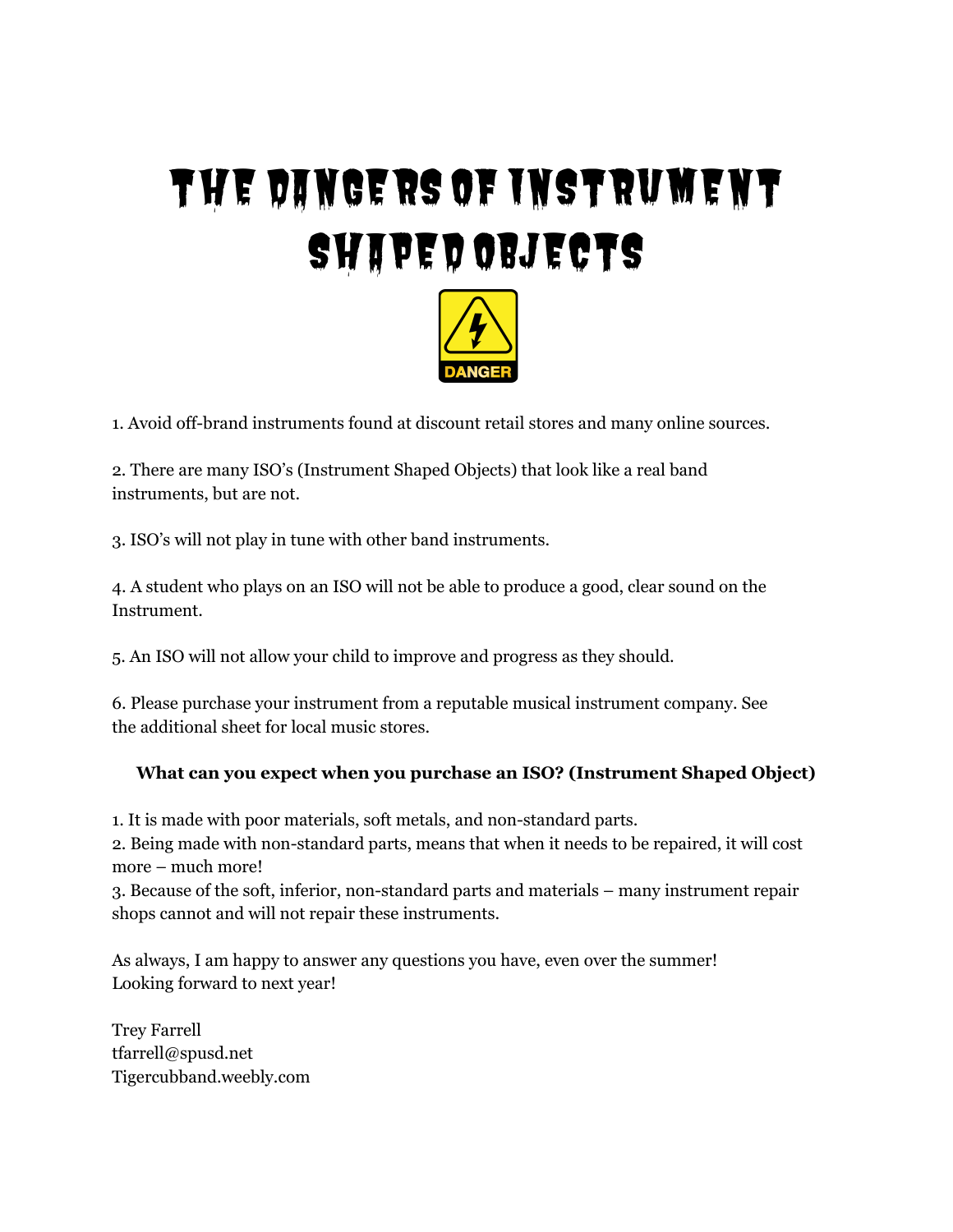# The Dangers of Instrument Shaped Objects

DANGER

1. Avoid off-brand instruments found at discount retail stores and many online sources.

2. There are many ISO's (Instrument Shaped Objects) that look like a real band instruments, but are not.

3. ISO's will not play in tune with other band instruments.

4. A student who plays on an ISO will not be able to produce a good, clear sound on the Instrument.

5. An ISO will not allow your child to improve and progress as they should.

6. Please purchase your instrument from a reputable musical instrument company. See the additional sheet for local music stores.

**What can you expect when you purchase an ISO? (Instrument Shaped Object)**

1. It is made with poor materials, soft metals, and non-standard parts.
2. Being made with non-standard parts, means that when it needs to be repaired, it will cost more – much more!
3. Because of the soft, inferior, non-standard parts and materials – many instrument repair shops cannot and will not repair these instruments.

As always, I am happy to answer any questions you have, even over the summer!
Looking forward to next year!

Trey Farrell
tfarrell@spusd.net
Tigercubband.weebly.com